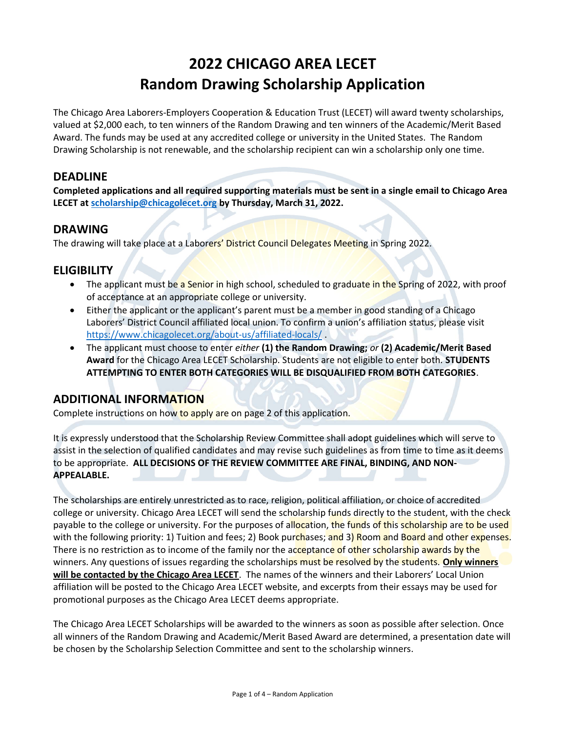# 2022 CHICAGO AREA LECET
# Random Drawing Scholarship Application

The Chicago Area Laborers-Employers Cooperation & Education Trust (LECET) will award twenty scholarships, valued at $2,000 each, to ten winners of the Random Drawing and ten winners of the Academic/Merit Based Award. The funds may be used at any accredited college or university in the United States. The Random Drawing Scholarship is not renewable, and the scholarship recipient can win a scholarship only one time.

## DEADLINE

**Completed applications and all required supporting materials must be sent in a single email to Chicago Area LECET at [scholarship@chicagolecet.org](mailto:scholarship@chicagolecet.org) by Thursday, March 31, 2022.**

## DRAWING

The drawing will take place at a Laborers' District Council Delegates Meeting in Spring 2022.

## ELIGIBILITY

- The applicant must be a Senior in high school, scheduled to graduate in the Spring of 2022, with proof of acceptance at an appropriate college or university.
- Either the applicant or the applicant's parent must be a member in good standing of a Chicago Laborers' District Council affiliated local union. To confirm a union's affiliation status, please visit https://www.chicagolecet.org/about-us/affiliated-locals/ .
- The applicant must choose to enter *either* **(1) the Random Drawing;** *or* **(2) Academic/Merit Based Award** for the Chicago Area LECET Scholarship. Students are not eligible to enter both. **STUDENTS ATTEMPTING TO ENTER BOTH CATEGORIES WILL BE DISQUALIFIED FROM BOTH CATEGORIES**.

## ADDITIONAL INFORMATION

Complete instructions on how to apply are on page 2 of this application.

It is expressly understood that the Scholarship Review Committee shall adopt guidelines which will serve to assist in the selection of qualified candidates and may revise such guidelines as from time to time as it deems to be appropriate. **ALL DECISIONS OF THE REVIEW COMMITTEE ARE FINAL, BINDING, AND NON-APPEALABLE.**

The scholarships are entirely unrestricted as to race, religion, political affiliation, or choice of accredited college or university. Chicago Area LECET will send the scholarship funds directly to the student, with the check payable to the college or university. For the purposes of allocation, the funds of this scholarship are to be used with the following priority: 1) Tuition and fees; 2) Book purchases; and 3) Room and Board and other expenses. There is no restriction as to income of the family nor the acceptance of other scholarship awards by the winners. Any questions of issues regarding the scholarships must be resolved by the students. **Only winners will be contacted by the Chicago Area LECET**. The names of the winners and their Laborers' Local Union affiliation will be posted to the Chicago Area LECET website, and excerpts from their essays may be used for promotional purposes as the Chicago Area LECET deems appropriate.

The Chicago Area LECET Scholarships will be awarded to the winners as soon as possible after selection. Once all winners of the Random Drawing and Academic/Merit Based Award are determined, a presentation date will be chosen by the Scholarship Selection Committee and sent to the scholarship winners.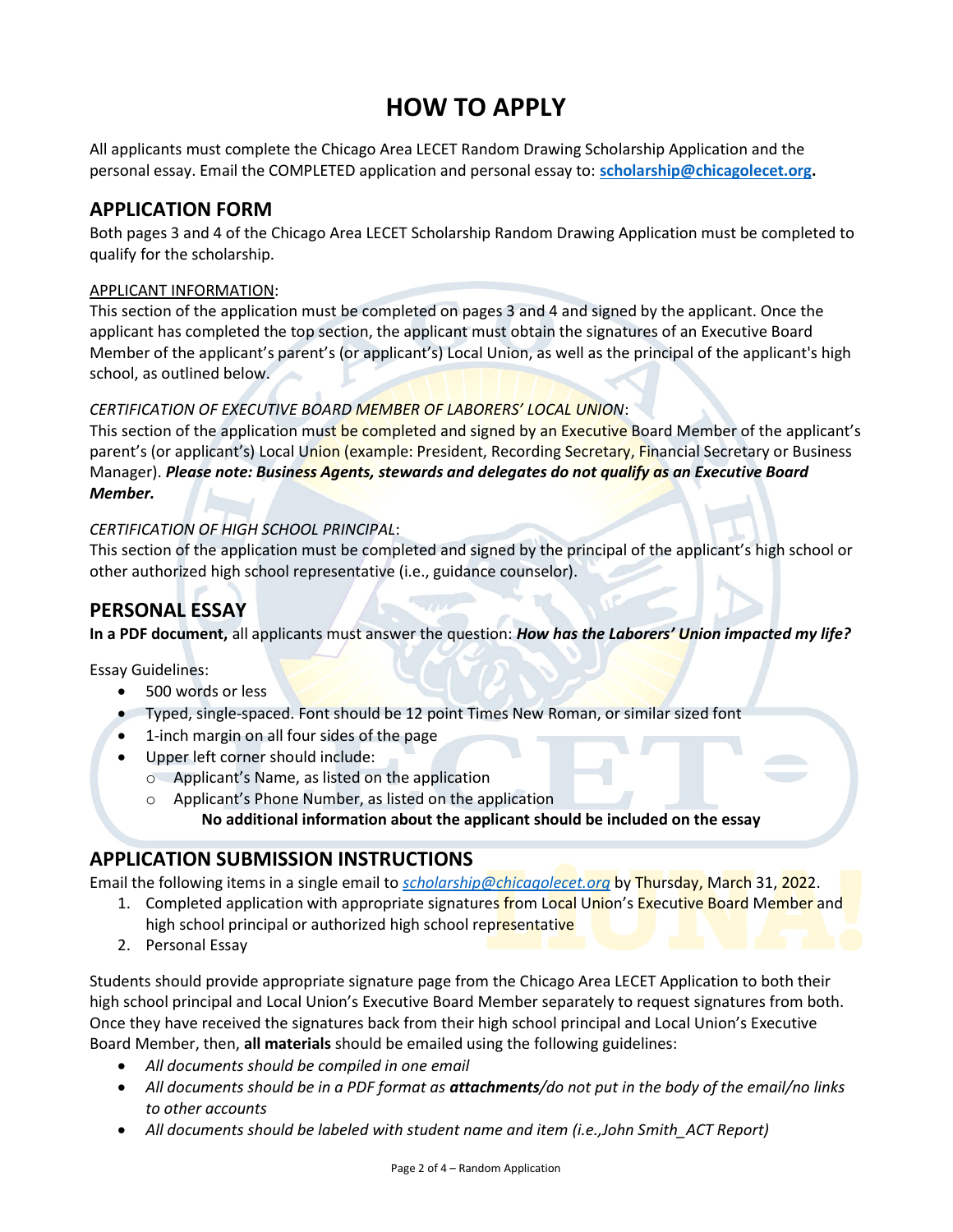# HOW TO APPLY

All applicants must complete the Chicago Area LECET Random Drawing Scholarship Application and the personal essay. Email the COMPLETED application and personal essay to: **scholarship@chicagolecet.org.**

## APPLICATION FORM

Both pages 3 and 4 of the Chicago Area LECET Scholarship Random Drawing Application must be completed to qualify for the scholarship.

APPLICANT INFORMATION:
This section of the application must be completed on pages 3 and 4 and signed by the applicant. Once the applicant has completed the top section, the applicant must obtain the signatures of an Executive Board Member of the applicant's parent's (or applicant's) Local Union, as well as the principal of the applicant's high school, as outlined below.

*CERTIFICATION OF EXECUTIVE BOARD MEMBER OF LABORERS' LOCAL UNION*:
This section of the application must be completed and signed by an Executive Board Member of the applicant's parent's (or applicant's) Local Union (example: President, Recording Secretary, Financial Secretary or Business Manager). ***Please note: Business Agents, stewards and delegates do not qualify as an Executive Board Member.***

*CERTIFICATION OF HIGH SCHOOL PRINCIPAL*:
This section of the application must be completed and signed by the principal of the applicant's high school or other authorized high school representative (i.e., guidance counselor).

## PERSONAL ESSAY

**In a PDF document,** all applicants must answer the question: ***How has the Laborers' Union impacted my life?***

Essay Guidelines:

- 500 words or less
- Typed, single-spaced. Font should be 12 point Times New Roman, or similar sized font
- 1-inch margin on all four sides of the page
- Upper left corner should include:
  - Applicant's Name, as listed on the application
  - Applicant's Phone Number, as listed on the application

**No additional information about the applicant should be included on the essay**

## APPLICATION SUBMISSION INSTRUCTIONS

Email the following items in a single email to *scholarship@chicagolecet.org* by Thursday, March 31, 2022.

1. Completed application with appropriate signatures from Local Union's Executive Board Member and high school principal or authorized high school representative
2. Personal Essay

Students should provide appropriate signature page from the Chicago Area LECET Application to both their high school principal and Local Union's Executive Board Member separately to request signatures from both. Once they have received the signatures back from their high school principal and Local Union's Executive Board Member, then, **all materials** should be emailed using the following guidelines:

- *All documents should be compiled in one email*
- *All documents should be in a PDF format as **attachments**/do not put in the body of the email/no links to other accounts*
- *All documents should be labeled with student name and item (i.e.,John Smith_ACT Report)*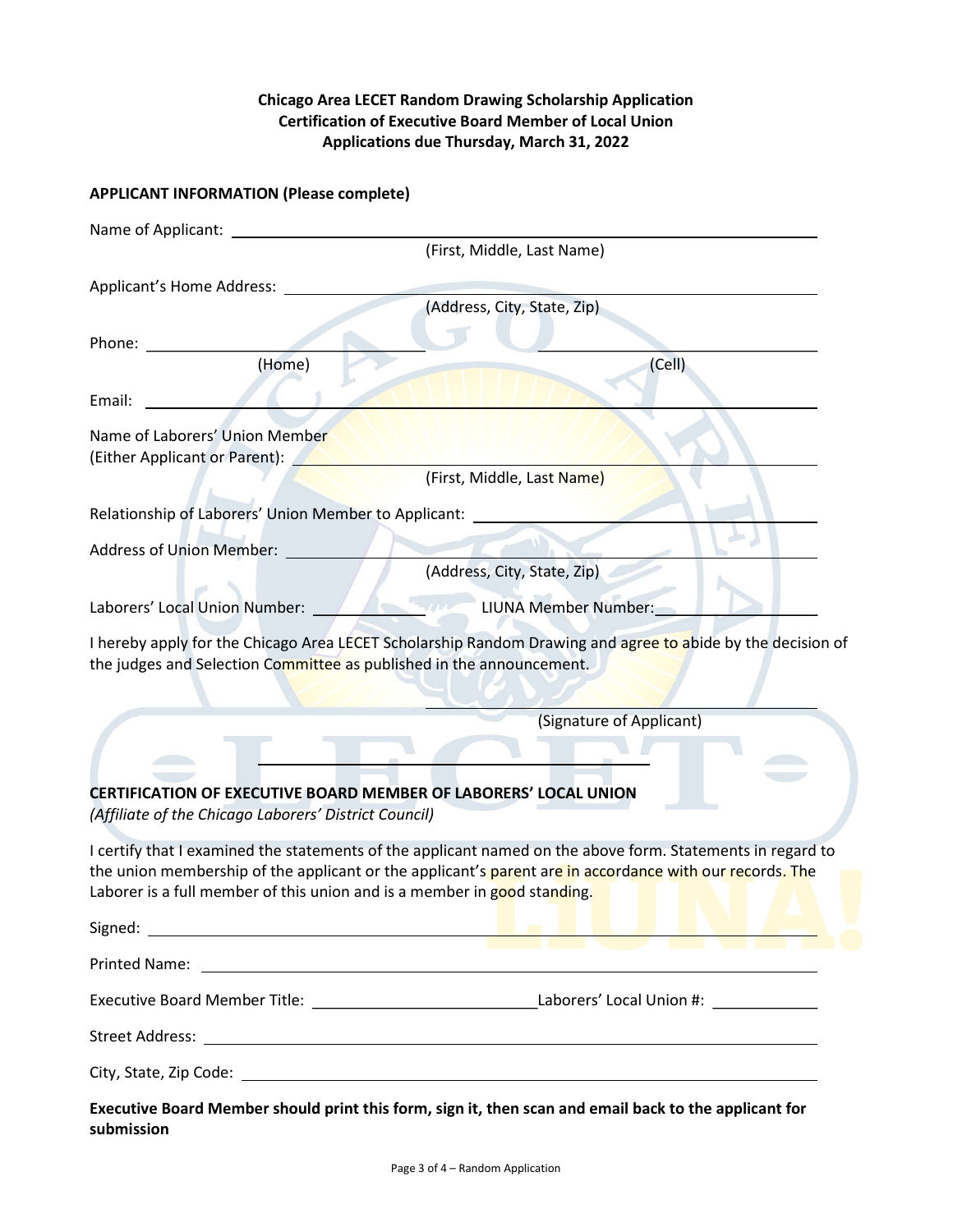**Chicago Area LECET Random Drawing Scholarship Application**
**Certification of Executive Board Member of Local Union**
**Applications due Thursday, March 31, 2022**

**APPLICANT INFORMATION (Please complete)**

Name of Applicant: ______________________________________________
(First, Middle, Last Name)

Applicant's Home Address: ______________________________________________
(Address, City, State, Zip)

Phone: ____________________ ____________________
(Home) (Cell)

Email: ______________________________________________

Name of Laborers' Union Member
(Either Applicant or Parent): ______________________________________________
(First, Middle, Last Name)

Relationship of Laborers' Union Member to Applicant: ______________________________

Address of Union Member: ______________________________________________
(Address, City, State, Zip)

Laborers' Local Union Number: __________ LIUNA Member Number: __________

I hereby apply for the Chicago Area LECET Scholarship Random Drawing and agree to abide by the decision of the judges and Selection Committee as published in the announcement.

______________________________
(Signature of Applicant)

---

**CERTIFICATION OF EXECUTIVE BOARD MEMBER OF LABORERS' LOCAL UNION**
*(Affiliate of the Chicago Laborers' District Council)*

I certify that I examined the statements of the applicant named on the above form. Statements in regard to the union membership of the applicant or the applicant's parent are in accordance with our records. The Laborer is a full member of this union and is a member in good standing.

Signed: ______________________________________________

Printed Name: ______________________________________________

Executive Board Member Title: ____________________ Laborers' Local Union #: __________

Street Address: ______________________________________________

City, State, Zip Code: ______________________________________________

**Executive Board Member should print this form, sign it, then scan and email back to the applicant for submission**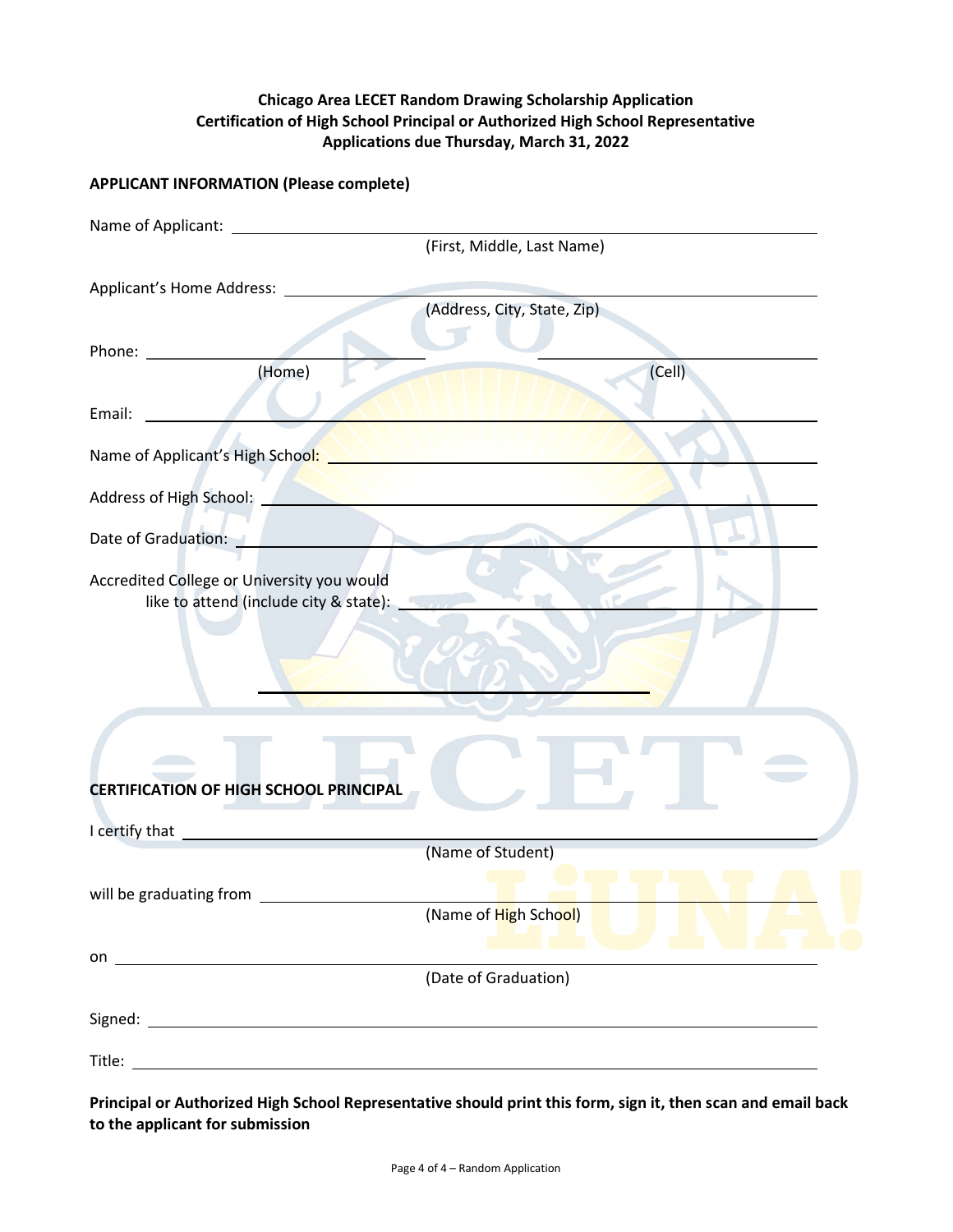**Chicago Area LECET Random Drawing Scholarship Application**
**Certification of High School Principal or Authorized High School Representative**
**Applications due Thursday, March 31, 2022**

**APPLICANT INFORMATION (Please complete)**

Name of Applicant: ______________________________________________
(First, Middle, Last Name)

Applicant's Home Address: ______________________________________________
(Address, City, State, Zip)

Phone: ______________________ ______________________
(Home) (Cell)

Email: ______________________________________________

Name of Applicant's High School: ______________________________________________

Address of High School: ______________________________________________

Date of Graduation: ______________________________________________

Accredited College or University you would like to attend (include city & state): ______________________________________________

______________________________________________

**CERTIFICATION OF HIGH SCHOOL PRINCIPAL**

I certify that ______________________________________________
(Name of Student)

will be graduating from ______________________________________________
(Name of High School)

on ______________________________________________
(Date of Graduation)

Signed: ______________________________________________

Title: ______________________________________________

**Principal or Authorized High School Representative should print this form, sign it, then scan and email back to the applicant for submission**